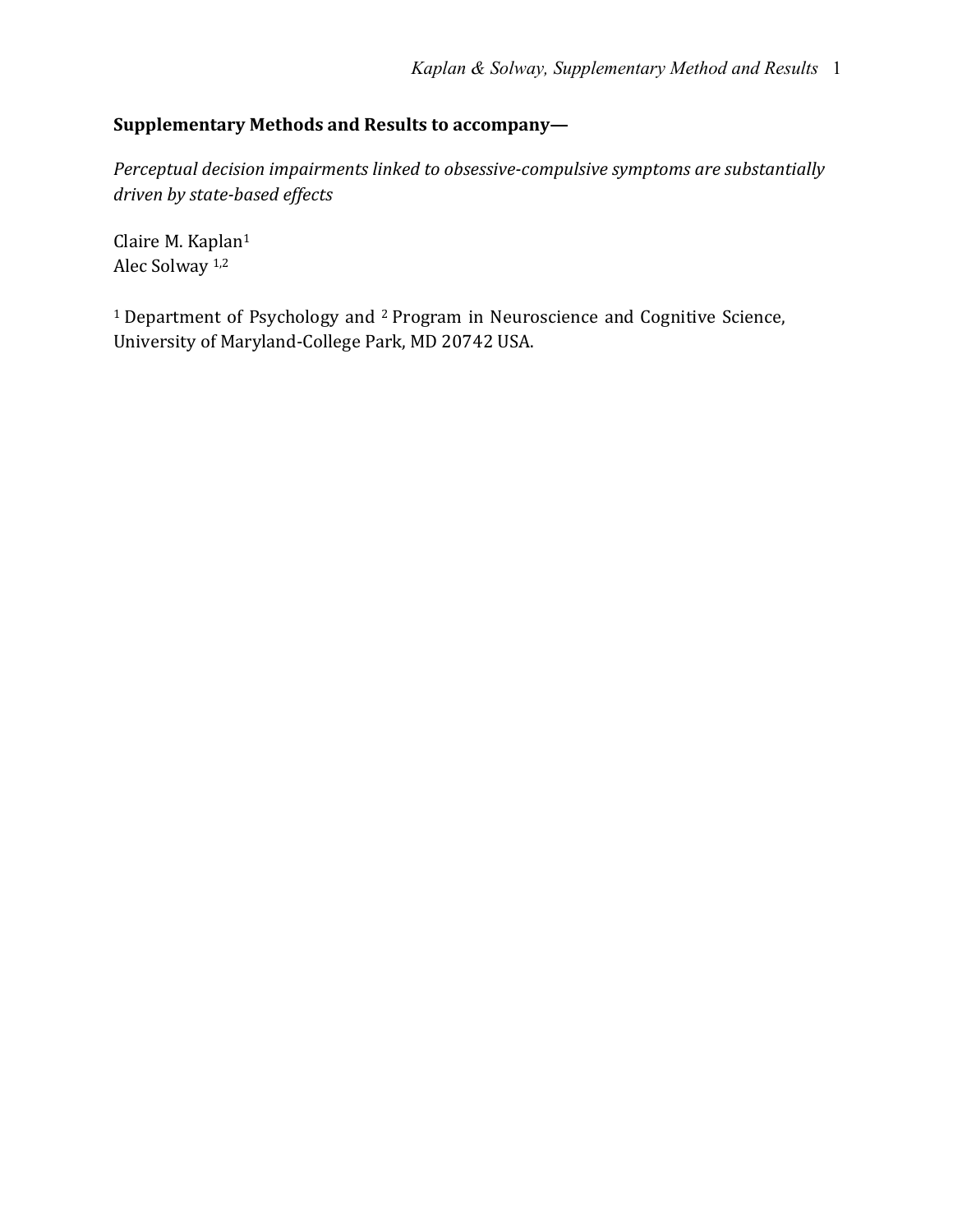**Supplementary Methods and Results to accompany—**

*Perceptual decision impairments linked to obsessive-compulsive symptoms are substantially driven by state-based effects*

Claire M. Kaplan[1]
Alec Solway [1,2]

[1] Department of Psychology and [2] Program in Neuroscience and Cognitive Science, University of Maryland-College Park, MD 20742 USA.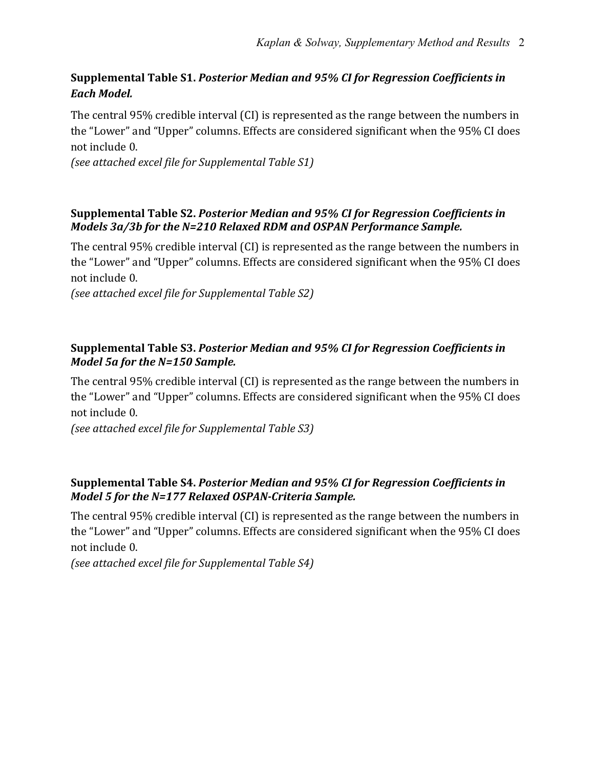**Supplemental Table S1.** ***Posterior Median and 95% CI for Regression Coefficients in Each Model.***

The central 95% credible interval (CI) is represented as the range between the numbers in the "Lower" and "Upper" columns. Effects are considered significant when the 95% CI does not include 0.
*(see attached excel file for Supplemental Table S1)*

**Supplemental Table S2.** ***Posterior Median and 95% CI for Regression Coefficients in Models 3a/3b for the N=210 Relaxed RDM and OSPAN Performance Sample.***

The central 95% credible interval (CI) is represented as the range between the numbers in the "Lower" and "Upper" columns. Effects are considered significant when the 95% CI does not include 0.
*(see attached excel file for Supplemental Table S2)*

**Supplemental Table S3.** ***Posterior Median and 95% CI for Regression Coefficients in Model 5a for the N=150 Sample.***

The central 95% credible interval (CI) is represented as the range between the numbers in the "Lower" and "Upper" columns. Effects are considered significant when the 95% CI does not include 0.
*(see attached excel file for Supplemental Table S3)*

**Supplemental Table S4.** ***Posterior Median and 95% CI for Regression Coefficients in Model 5 for the N=177 Relaxed OSPAN-Criteria Sample.***

The central 95% credible interval (CI) is represented as the range between the numbers in the "Lower" and "Upper" columns. Effects are considered significant when the 95% CI does not include 0.
*(see attached excel file for Supplemental Table S4)*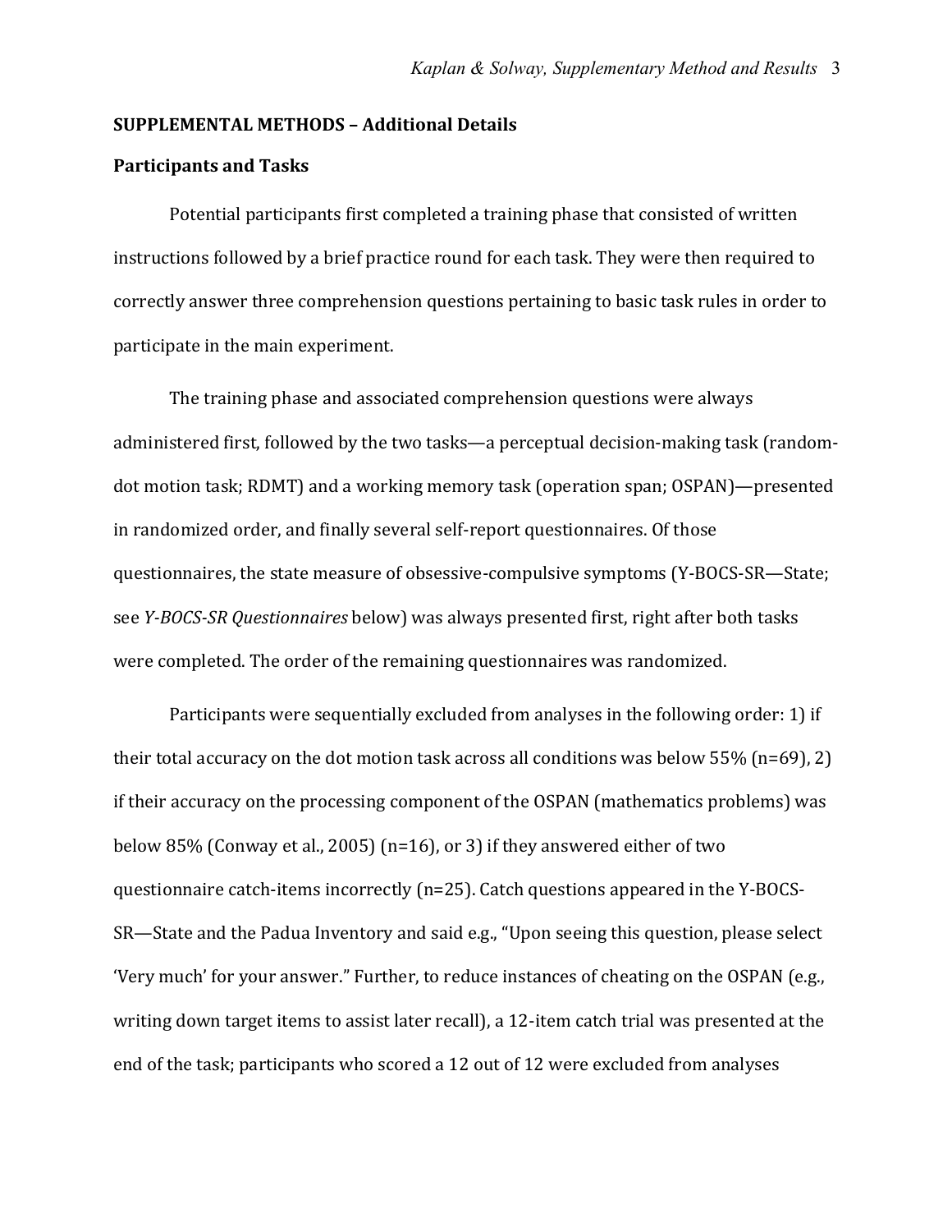## SUPPLEMENTAL METHODS – Additional Details

### Participants and Tasks

Potential participants first completed a training phase that consisted of written instructions followed by a brief practice round for each task. They were then required to correctly answer three comprehension questions pertaining to basic task rules in order to participate in the main experiment.

The training phase and associated comprehension questions were always administered first, followed by the two tasks—a perceptual decision-making task (random-dot motion task; RDMT) and a working memory task (operation span; OSPAN)—presented in randomized order, and finally several self-report questionnaires. Of those questionnaires, the state measure of obsessive-compulsive symptoms (Y-BOCS-SR—State; see *Y-BOCS-SR Questionnaires* below) was always presented first, right after both tasks were completed. The order of the remaining questionnaires was randomized.

Participants were sequentially excluded from analyses in the following order: 1) if their total accuracy on the dot motion task across all conditions was below 55% (n=69), 2) if their accuracy on the processing component of the OSPAN (mathematics problems) was below 85% (Conway et al., 2005) (n=16), or 3) if they answered either of two questionnaire catch-items incorrectly (n=25). Catch questions appeared in the Y-BOCS-SR—State and the Padua Inventory and said e.g., "Upon seeing this question, please select 'Very much' for your answer." Further, to reduce instances of cheating on the OSPAN (e.g., writing down target items to assist later recall), a 12-item catch trial was presented at the end of the task; participants who scored a 12 out of 12 were excluded from analyses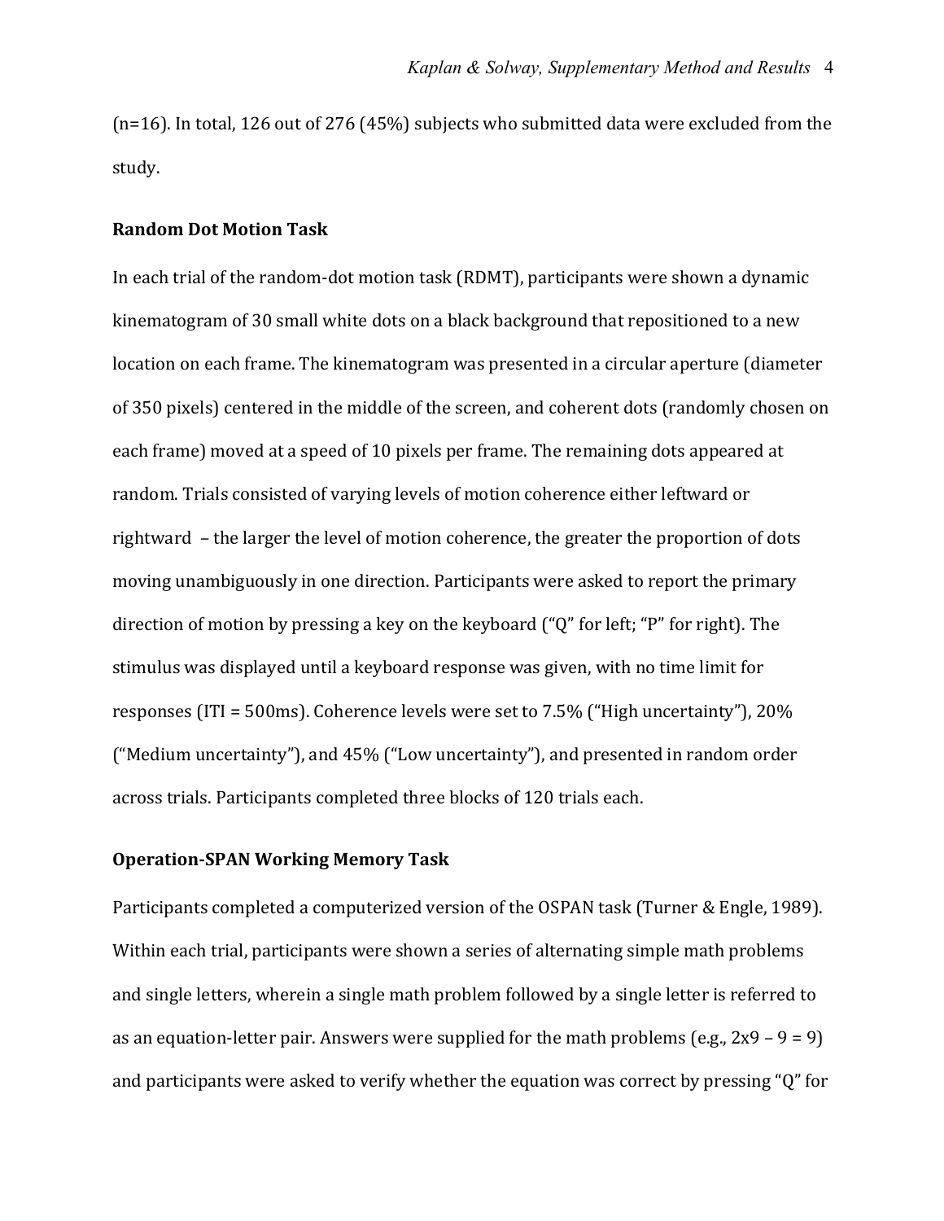(n=16). In total, 126 out of 276 (45%) subjects who submitted data were excluded from the study.

**Random Dot Motion Task**

In each trial of the random-dot motion task (RDMT), participants were shown a dynamic kinematogram of 30 small white dots on a black background that repositioned to a new location on each frame. The kinematogram was presented in a circular aperture (diameter of 350 pixels) centered in the middle of the screen, and coherent dots (randomly chosen on each frame) moved at a speed of 10 pixels per frame. The remaining dots appeared at random. Trials consisted of varying levels of motion coherence either leftward or rightward – the larger the level of motion coherence, the greater the proportion of dots moving unambiguously in one direction. Participants were asked to report the primary direction of motion by pressing a key on the keyboard ("Q" for left; "P" for right). The stimulus was displayed until a keyboard response was given, with no time limit for responses (ITI = 500ms). Coherence levels were set to 7.5% ("High uncertainty"), 20% ("Medium uncertainty"), and 45% ("Low uncertainty"), and presented in random order across trials. Participants completed three blocks of 120 trials each.

**Operation-SPAN Working Memory Task**

Participants completed a computerized version of the OSPAN task (Turner & Engle, 1989). Within each trial, participants were shown a series of alternating simple math problems and single letters, wherein a single math problem followed by a single letter is referred to as an equation-letter pair. Answers were supplied for the math problems (e.g., 2x9 – 9 = 9) and participants were asked to verify whether the equation was correct by pressing "Q" for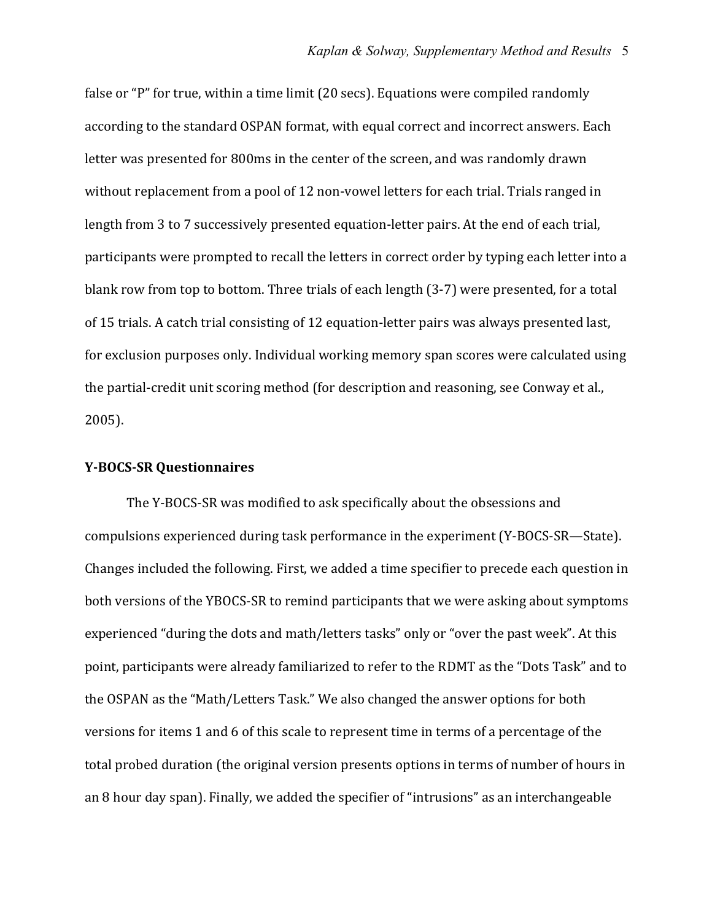false or "P" for true, within a time limit (20 secs). Equations were compiled randomly according to the standard OSPAN format, with equal correct and incorrect answers. Each letter was presented for 800ms in the center of the screen, and was randomly drawn without replacement from a pool of 12 non-vowel letters for each trial. Trials ranged in length from 3 to 7 successively presented equation-letter pairs. At the end of each trial, participants were prompted to recall the letters in correct order by typing each letter into a blank row from top to bottom. Three trials of each length (3-7) were presented, for a total of 15 trials. A catch trial consisting of 12 equation-letter pairs was always presented last, for exclusion purposes only. Individual working memory span scores were calculated using the partial-credit unit scoring method (for description and reasoning, see Conway et al., 2005).

**Y-BOCS-SR Questionnaires**

The Y-BOCS-SR was modified to ask specifically about the obsessions and compulsions experienced during task performance in the experiment (Y-BOCS-SR—State). Changes included the following. First, we added a time specifier to precede each question in both versions of the YBOCS-SR to remind participants that we were asking about symptoms experienced "during the dots and math/letters tasks" only or "over the past week". At this point, participants were already familiarized to refer to the RDMT as the "Dots Task" and to the OSPAN as the "Math/Letters Task." We also changed the answer options for both versions for items 1 and 6 of this scale to represent time in terms of a percentage of the total probed duration (the original version presents options in terms of number of hours in an 8 hour day span). Finally, we added the specifier of "intrusions" as an interchangeable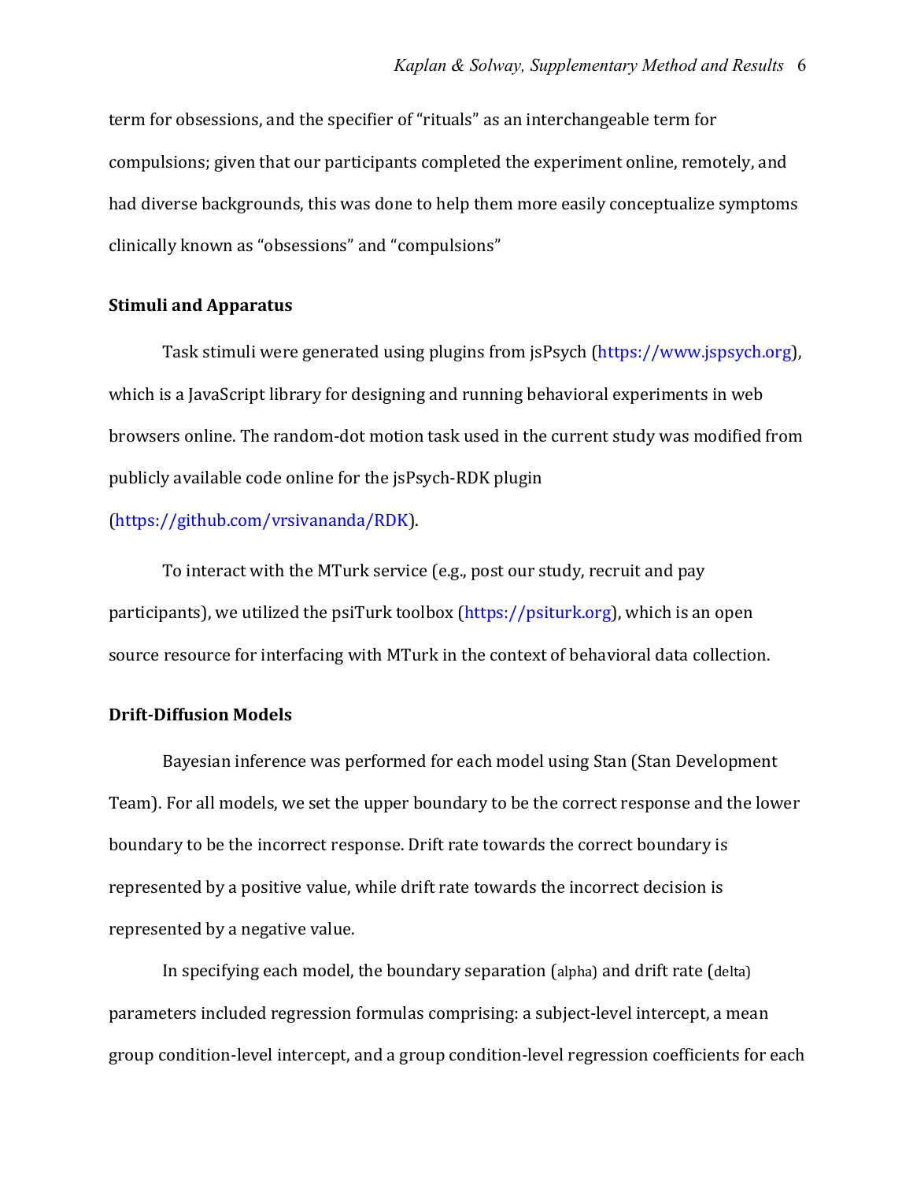term for obsessions, and the specifier of "rituals" as an interchangeable term for compulsions; given that our participants completed the experiment online, remotely, and had diverse backgrounds, this was done to help them more easily conceptualize symptoms clinically known as "obsessions" and "compulsions"

**Stimuli and Apparatus**

Task stimuli were generated using plugins from jsPsych (https://www.jspsych.org), which is a JavaScript library for designing and running behavioral experiments in web browsers online. The random-dot motion task used in the current study was modified from publicly available code online for the jsPsych-RDK plugin (https://github.com/vrsivananda/RDK).

To interact with the MTurk service (e.g., post our study, recruit and pay participants), we utilized the psiTurk toolbox (https://psiturk.org), which is an open source resource for interfacing with MTurk in the context of behavioral data collection.

**Drift-Diffusion Models**

Bayesian inference was performed for each model using Stan (Stan Development Team). For all models, we set the upper boundary to be the correct response and the lower boundary to be the incorrect response. Drift rate towards the correct boundary is represented by a positive value, while drift rate towards the incorrect decision is represented by a negative value.

In specifying each model, the boundary separation (alpha) and drift rate (delta) parameters included regression formulas comprising: a subject-level intercept, a mean group condition-level intercept, and a group condition-level regression coefficients for each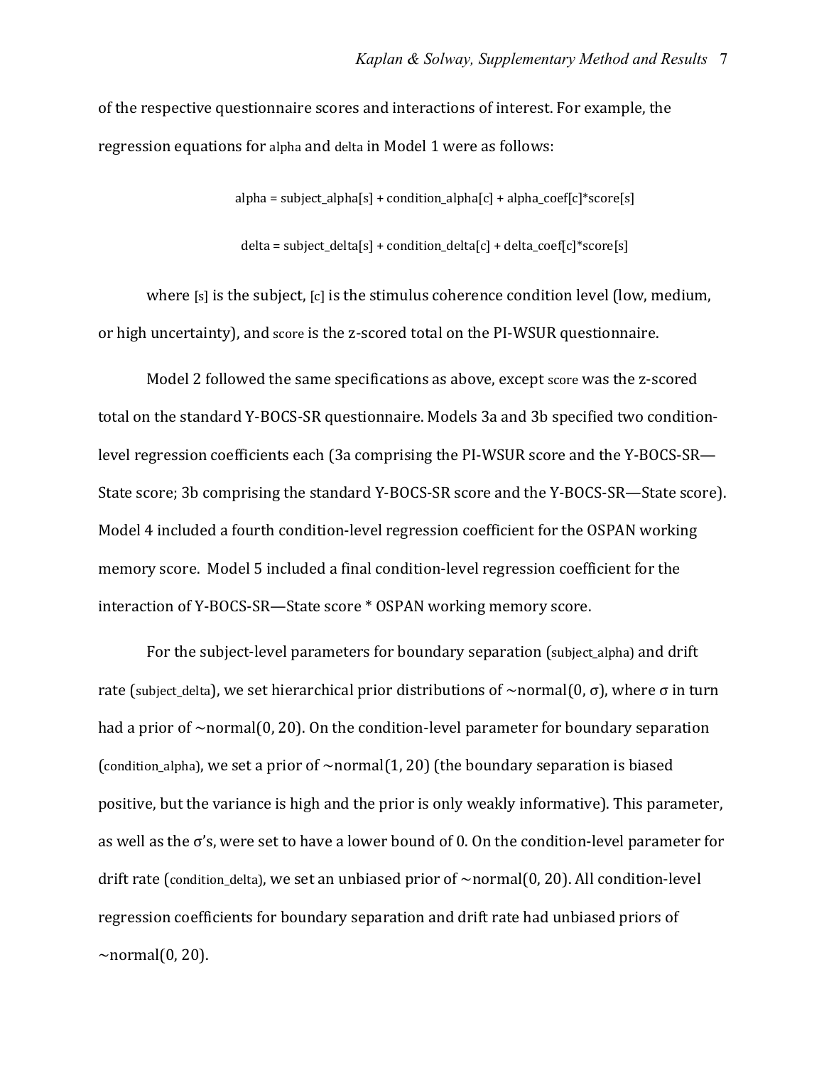of the respective questionnaire scores and interactions of interest. For example, the regression equations for alpha and delta in Model 1 were as follows:

alpha = subject_alpha[s] + condition_alpha[c] + alpha_coef[c]*score[s]

delta = subject_delta[s] + condition_delta[c] + delta_coef[c]*score[s]

where [s] is the subject, [c] is the stimulus coherence condition level (low, medium, or high uncertainty), and score is the z-scored total on the PI-WSUR questionnaire.

Model 2 followed the same specifications as above, except score was the z-scored total on the standard Y-BOCS-SR questionnaire. Models 3a and 3b specified two condition-level regression coefficients each (3a comprising the PI-WSUR score and the Y-BOCS-SR—State score; 3b comprising the standard Y-BOCS-SR score and the Y-BOCS-SR—State score). Model 4 included a fourth condition-level regression coefficient for the OSPAN working memory score. Model 5 included a final condition-level regression coefficient for the interaction of Y-BOCS-SR—State score * OSPAN working memory score.

For the subject-level parameters for boundary separation (subject_alpha) and drift rate (subject_delta), we set hierarchical prior distributions of ~normal(0, $\sigma$), where $\sigma$ in turn had a prior of ~normal(0, 20). On the condition-level parameter for boundary separation (condition_alpha), we set a prior of ~normal(1, 20) (the boundary separation is biased positive, but the variance is high and the prior is only weakly informative). This parameter, as well as the $\sigma$'s, were set to have a lower bound of 0. On the condition-level parameter for drift rate (condition_delta), we set an unbiased prior of ~normal(0, 20). All condition-level regression coefficients for boundary separation and drift rate had unbiased priors of ~normal(0, 20).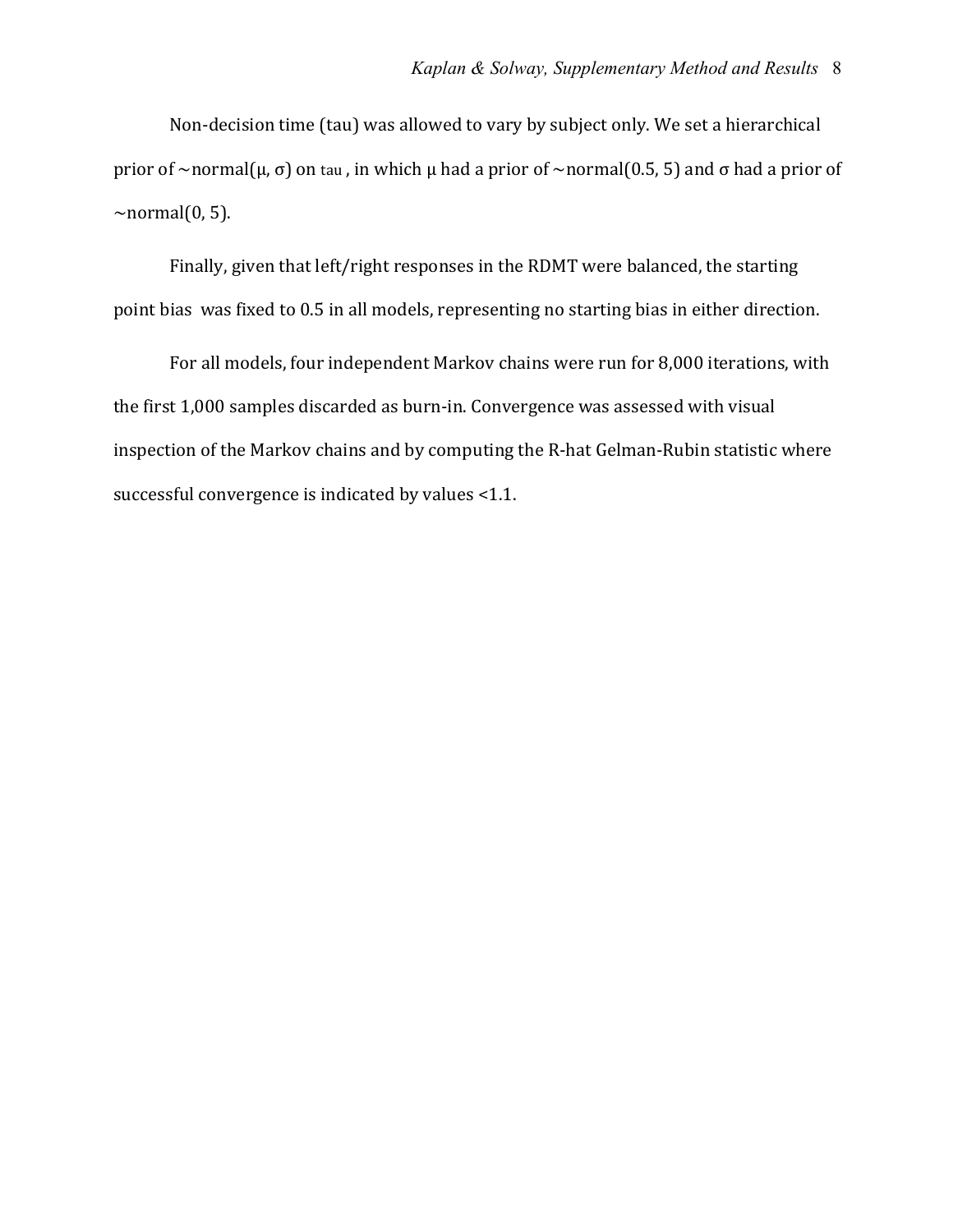Non-decision time (tau) was allowed to vary by subject only. We set a hierarchical prior of ~normal($\mu$, $\sigma$) on tau , in which $\mu$ had a prior of ~normal(0.5, 5) and $\sigma$ had a prior of ~normal(0, 5).

Finally, given that left/right responses in the RDMT were balanced, the starting point bias was fixed to 0.5 in all models, representing no starting bias in either direction.

For all models, four independent Markov chains were run for 8,000 iterations, with the first 1,000 samples discarded as burn-in. Convergence was assessed with visual inspection of the Markov chains and by computing the R-hat Gelman-Rubin statistic where successful convergence is indicated by values <1.1.